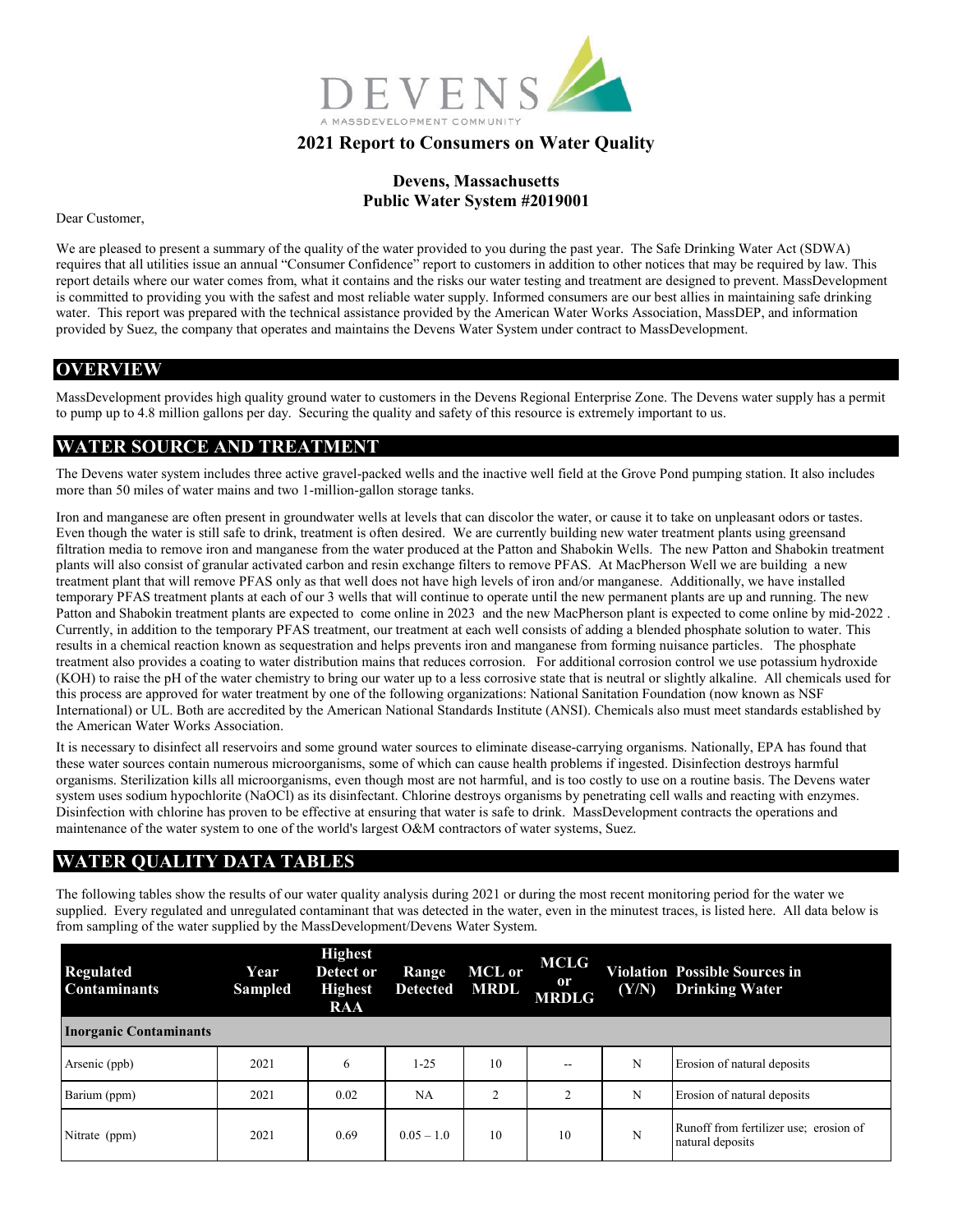# 2021 Report to Consumers on Water Quality

## Devens, Massachusetts
## Public Water System #2019001

Dear Customer,

We are pleased to present a summary of the quality of the water provided to you during the past year. The Safe Drinking Water Act (SDWA) requires that all utilities issue an annual "Consumer Confidence" report to customers in addition to other notices that may be required by law. This report details where our water comes from, what it contains and the risks our water testing and treatment are designed to prevent. MassDevelopment is committed to providing you with the safest and most reliable water supply. Informed consumers are our best allies in maintaining safe drinking water. This report was prepared with the technical assistance provided by the American Water Works Association, MassDEP, and information provided by Suez, the company that operates and maintains the Devens Water System under contract to MassDevelopment.

## OVERVIEW

MassDevelopment provides high quality ground water to customers in the Devens Regional Enterprise Zone. The Devens water supply has a permit to pump up to 4.8 million gallons per day. Securing the quality and safety of this resource is extremely important to us.

## WATER SOURCE AND TREATMENT

The Devens water system includes three active gravel-packed wells and the inactive well field at the Grove Pond pumping station. It also includes more than 50 miles of water mains and two 1-million-gallon storage tanks.

Iron and manganese are often present in groundwater wells at levels that can discolor the water, or cause it to take on unpleasant odors or tastes. Even though the water is still safe to drink, treatment is often desired. We are currently building new water treatment plants using greensand filtration media to remove iron and manganese from the water produced at the Patton and Shabokin Wells. The new Patton and Shabokin treatment plants will also consist of granular activated carbon and resin exchange filters to remove PFAS. At MacPherson Well we are building a new treatment plant that will remove PFAS only as that well does not have high levels of iron and/or manganese. Additionally, we have installed temporary PFAS treatment plants at each of our 3 wells that will continue to operate until the new permanent plants are up and running. The new Patton and Shabokin treatment plants are expected to come online in 2023 and the new MacPherson plant is expected to come online by mid-2022 . Currently, in addition to the temporary PFAS treatment, our treatment at each well consists of adding a blended phosphate solution to water. This results in a chemical reaction known as sequestration and helps prevents iron and manganese from forming nuisance particles. The phosphate treatment also provides a coating to water distribution mains that reduces corrosion. For additional corrosion control we use potassium hydroxide (KOH) to raise the pH of the water chemistry to bring our water up to a less corrosive state that is neutral or slightly alkaline. All chemicals used for this process are approved for water treatment by one of the following organizations: National Sanitation Foundation (now known as NSF International) or UL. Both are accredited by the American National Standards Institute (ANSI). Chemicals also must meet standards established by the American Water Works Association.

It is necessary to disinfect all reservoirs and some ground water sources to eliminate disease-carrying organisms. Nationally, EPA has found that these water sources contain numerous microorganisms, some of which can cause health problems if ingested. Disinfection destroys harmful organisms. Sterilization kills all microorganisms, even though most are not harmful, and is too costly to use on a routine basis. The Devens water system uses sodium hypochlorite (NaOCl) as its disinfectant. Chlorine destroys organisms by penetrating cell walls and reacting with enzymes. Disinfection with chlorine has proven to be effective at ensuring that water is safe to drink. MassDevelopment contracts the operations and maintenance of the water system to one of the world's largest O&M contractors of water systems, Suez.

## WATER QUALITY DATA TABLES

The following tables show the results of our water quality analysis during 2021 or during the most recent monitoring period for the water we supplied. Every regulated and unregulated contaminant that was detected in the water, even in the minutest traces, is listed here. All data below is from sampling of the water supplied by the MassDevelopment/Devens Water System.

| Regulated Contaminants | Year Sampled | Highest Detect or Highest RAA | Range Detected | MCL or MRDL | MCLG or MRDLG | Violation (Y/N) | Possible Sources in Drinking Water |
|---|---|---|---|---|---|---|---|
| **Inorganic Contaminants** | | | | | | | |
| Arsenic (ppb) | 2021 | 6 | 1-25 | 10 | -- | N | Erosion of natural deposits |
| Barium (ppm) | 2021 | 0.02 | NA | 2 | 2 | N | Erosion of natural deposits |
| Nitrate (ppm) | 2021 | 0.69 | 0.05 – 1.0 | 10 | 10 | N | Runoff from fertilizer use; erosion of natural deposits |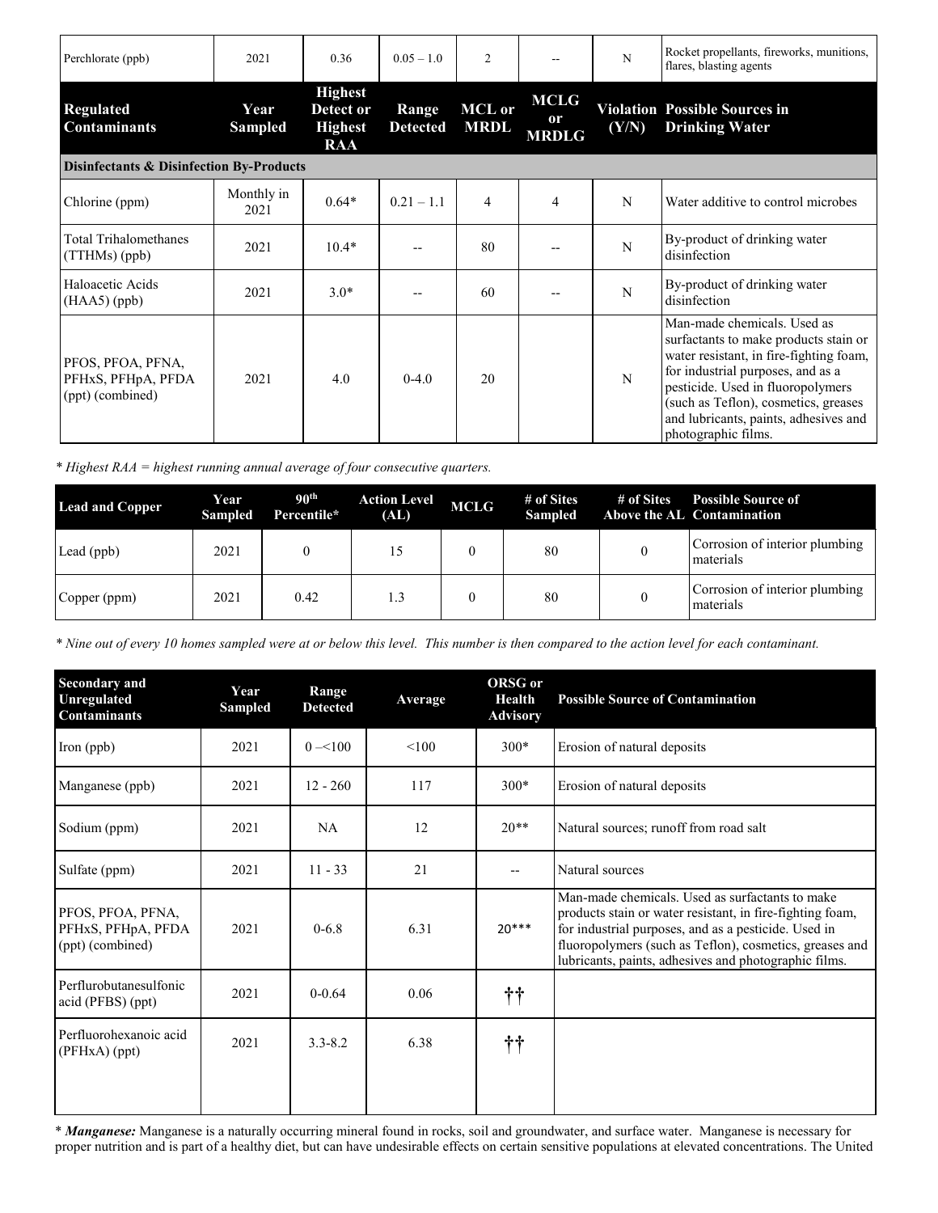| Perchlorate (ppb) | 2021 | 0.36 | 0.05 – 1.0 | 2 | -- | N | Rocket propellants, fireworks, munitions, flares, blasting agents |
|---|---|---|---|---|---|---|---|
| **Regulated Contaminants** | **Year Sampled** | **Highest Detect or Highest RAA** | **Range Detected** | **MCL or MRDL** | **MCLG or MRDLG** | **Violation (Y/N)** | **Possible Sources in Drinking Water** |
| **Disinfectants & Disinfection By-Products** | | | | | | | |
| Chlorine (ppm) | Monthly in 2021 | 0.64* | 0.21 – 1.1 | 4 | 4 | N | Water additive to control microbes |
| Total Trihalomethanes (TTHMs) (ppb) | 2021 | 10.4* | -- | 80 | -- | N | By-product of drinking water disinfection |
| Haloacetic Acids (HAA5) (ppb) | 2021 | 3.0* | -- | 60 | -- | N | By-product of drinking water disinfection |
| PFOS, PFOA, PFNA, PFHxS, PFHpA, PFDA (ppt) (combined) | 2021 | 4.0 | 0-4.0 | 20 | | N | Man-made chemicals. Used as surfactants to make products stain or water resistant, in fire-fighting foam, for industrial purposes, and as a pesticide. Used in fluoropolymers (such as Teflon), cosmetics, greases and lubricants, paints, adhesives and photographic films. |

*\* Highest RAA = highest running annual average of four consecutive quarters.*

| Lead and Copper | Year Sampled | 90th Percentile* | Action Level (AL) | MCLG | # of Sites Sampled | # of Sites Above the AL | Possible Source of Contamination |
|---|---|---|---|---|---|---|---|
| Lead (ppb) | 2021 | 0 | 15 | 0 | 80 | 0 | Corrosion of interior plumbing materials |
| Copper (ppm) | 2021 | 0.42 | 1.3 | 0 | 80 | 0 | Corrosion of interior plumbing materials |

*\* Nine out of every 10 homes sampled were at or below this level. This number is then compared to the action level for each contaminant.*

| Secondary and Unregulated Contaminants | Year Sampled | Range Detected | Average | ORSG or Health Advisory | Possible Source of Contamination |
|---|---|---|---|---|---|
| Iron (ppb) | 2021 | 0 –<100 | <100 | 300* | Erosion of natural deposits |
| Manganese (ppb) | 2021 | 12 - 260 | 117 | 300* | Erosion of natural deposits |
| Sodium (ppm) | 2021 | NA | 12 | 20** | Natural sources; runoff from road salt |
| Sulfate (ppm) | 2021 | 11 - 33 | 21 | -- | Natural sources |
| PFOS, PFOA, PFNA, PFHxS, PFHpA, PFDA (ppt) (combined) | 2021 | 0-6.8 | 6.31 | 20*** | Man-made chemicals. Used as surfactants to make products stain or water resistant, in fire-fighting foam, for industrial purposes, and as a pesticide. Used in fluoropolymers (such as Teflon), cosmetics, greases and lubricants, paints, adhesives and photographic films. |
| Perflurobutanesulfonic acid (PFBS) (ppt) | 2021 | 0-0.64 | 0.06 | †† | |
| Perfluorohexanoic acid (PFHxA) (ppt) | 2021 | 3.3-8.2 | 6.38 | †† | |

\* ***Manganese:*** Manganese is a naturally occurring mineral found in rocks, soil and groundwater, and surface water. Manganese is necessary for proper nutrition and is part of a healthy diet, but can have undesirable effects on certain sensitive populations at elevated concentrations. The United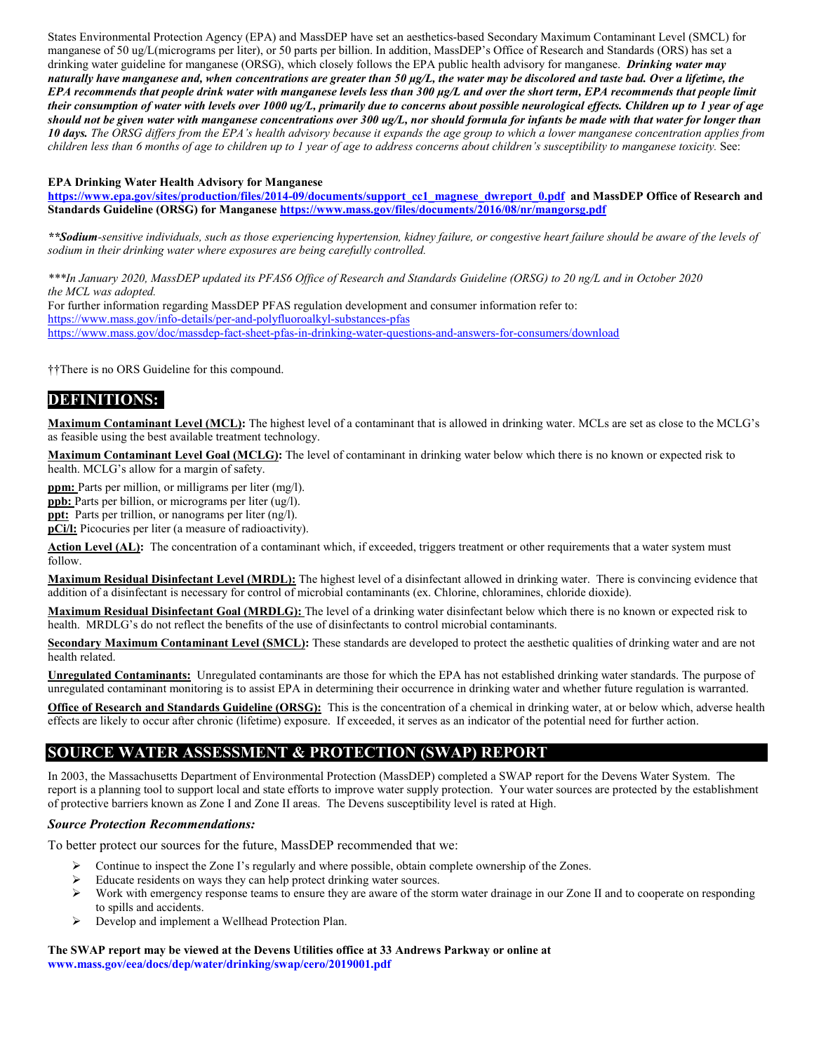States Environmental Protection Agency (EPA) and MassDEP have set an aesthetics-based Secondary Maximum Contaminant Level (SMCL) for manganese of 50 ug/L(micrograms per liter), or 50 parts per billion. In addition, MassDEP's Office of Research and Standards (ORS) has set a drinking water guideline for manganese (ORSG), which closely follows the EPA public health advisory for manganese. ***Drinking water may naturally have manganese and, when concentrations are greater than 50 µg/L, the water may be discolored and taste bad. Over a lifetime, the EPA recommends that people drink water with manganese levels less than 300 µg/L and over the short term, EPA recommends that people limit their consumption of water with levels over 1000 ug/L, primarily due to concerns about possible neurological effects. Children up to 1 year of age should not be given water with manganese concentrations over 300 ug/L, nor should formula for infants be made with that water for longer than 10 days.*** *The ORSG differs from the EPA's health advisory because it expands the age group to which a lower manganese concentration applies from children less than 6 months of age to children up to 1 year of age to address concerns about children's susceptibility to manganese toxicity.* See:

**EPA Drinking Water Health Advisory for Manganese**
**https://www.epa.gov/sites/production/files/2014-09/documents/support_cc1_magnese_dwreport_0.pdf and MassDEP Office of Research and Standards Guideline (ORSG) for Manganese https://www.mass.gov/files/documents/2016/08/nr/mangorsg.pdf**

*****Sodium**-sensitive individuals, such as those experiencing hypertension, kidney failure, or congestive heart failure should be aware of the levels of sodium in their drinking water where exposures are being carefully controlled.*

****In January 2020, MassDEP updated its PFAS6 Office of Research and Standards Guideline (ORSG) to 20 ng/L and in October 2020 the MCL was adopted.*
For further information regarding MassDEP PFAS regulation development and consumer information refer to:
https://www.mass.gov/info-details/per-and-polyfluoroalkyl-substances-pfas
https://www.mass.gov/doc/massdep-fact-sheet-pfas-in-drinking-water-questions-and-answers-for-consumers/download

††There is no ORS Guideline for this compound.

## DEFINITIONS:

**Maximum Contaminant Level (MCL):** The highest level of a contaminant that is allowed in drinking water. MCLs are set as close to the MCLG's as feasible using the best available treatment technology.

**Maximum Contaminant Level Goal (MCLG):** The level of contaminant in drinking water below which there is no known or expected risk to health. MCLG's allow for a margin of safety.

**ppm:** Parts per million, or milligrams per liter (mg/l).
**ppb:** Parts per billion, or micrograms per liter (ug/l).
**ppt:** Parts per trillion, or nanograms per liter (ng/l).
**pCi/l:** Picocuries per liter (a measure of radioactivity).

**Action Level (AL):** The concentration of a contaminant which, if exceeded, triggers treatment or other requirements that a water system must follow.

**Maximum Residual Disinfectant Level (MRDL):** The highest level of a disinfectant allowed in drinking water. There is convincing evidence that addition of a disinfectant is necessary for control of microbial contaminants (ex. Chlorine, chloramines, chloride dioxide).

**Maximum Residual Disinfectant Goal (MRDLG):** The level of a drinking water disinfectant below which there is no known or expected risk to health. MRDLG's do not reflect the benefits of the use of disinfectants to control microbial contaminants.

**Secondary Maximum Contaminant Level (SMCL):** These standards are developed to protect the aesthetic qualities of drinking water and are not health related.

**Unregulated Contaminants:** Unregulated contaminants are those for which the EPA has not established drinking water standards. The purpose of unregulated contaminant monitoring is to assist EPA in determining their occurrence in drinking water and whether future regulation is warranted.

**Office of Research and Standards Guideline (ORSG):** This is the concentration of a chemical in drinking water, at or below which, adverse health effects are likely to occur after chronic (lifetime) exposure. If exceeded, it serves as an indicator of the potential need for further action.

## SOURCE WATER ASSESSMENT & PROTECTION (SWAP) REPORT

In 2003, the Massachusetts Department of Environmental Protection (MassDEP) completed a SWAP report for the Devens Water System. The report is a planning tool to support local and state efforts to improve water supply protection. Your water sources are protected by the establishment of protective barriers known as Zone I and Zone II areas. The Devens susceptibility level is rated at High.

### *Source Protection Recommendations:*

To better protect our sources for the future, MassDEP recommended that we:

- Continue to inspect the Zone I's regularly and where possible, obtain complete ownership of the Zones.
- Educate residents on ways they can help protect drinking water sources.
- Work with emergency response teams to ensure they are aware of the storm water drainage in our Zone II and to cooperate on responding to spills and accidents.
- Develop and implement a Wellhead Protection Plan.

**The SWAP report may be viewed at the Devens Utilities office at 33 Andrews Parkway or online at www.mass.gov/eea/docs/dep/water/drinking/swap/cero/2019001.pdf**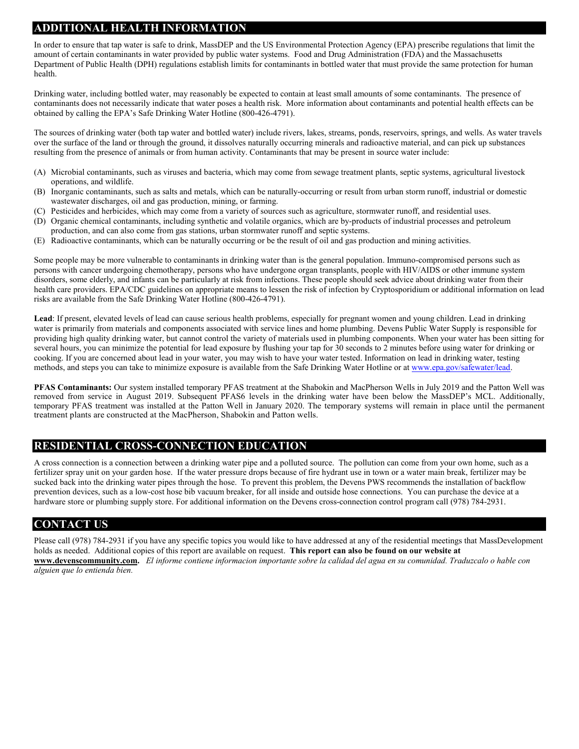## ADDITIONAL HEALTH INFORMATION

In order to ensure that tap water is safe to drink, MassDEP and the US Environmental Protection Agency (EPA) prescribe regulations that limit the amount of certain contaminants in water provided by public water systems. Food and Drug Administration (FDA) and the Massachusetts Department of Public Health (DPH) regulations establish limits for contaminants in bottled water that must provide the same protection for human health.

Drinking water, including bottled water, may reasonably be expected to contain at least small amounts of some contaminants. The presence of contaminants does not necessarily indicate that water poses a health risk. More information about contaminants and potential health effects can be obtained by calling the EPA's Safe Drinking Water Hotline (800-426-4791).

The sources of drinking water (both tap water and bottled water) include rivers, lakes, streams, ponds, reservoirs, springs, and wells. As water travels over the surface of the land or through the ground, it dissolves naturally occurring minerals and radioactive material, and can pick up substances resulting from the presence of animals or from human activity. Contaminants that may be present in source water include:

(A) Microbial contaminants, such as viruses and bacteria, which may come from sewage treatment plants, septic systems, agricultural livestock operations, and wildlife.
(B) Inorganic contaminants, such as salts and metals, which can be naturally-occurring or result from urban storm runoff, industrial or domestic wastewater discharges, oil and gas production, mining, or farming.
(C) Pesticides and herbicides, which may come from a variety of sources such as agriculture, stormwater runoff, and residential uses.
(D) Organic chemical contaminants, including synthetic and volatile organics, which are by-products of industrial processes and petroleum production, and can also come from gas stations, urban stormwater runoff and septic systems.
(E) Radioactive contaminants, which can be naturally occurring or be the result of oil and gas production and mining activities.

Some people may be more vulnerable to contaminants in drinking water than is the general population. Immuno-compromised persons such as persons with cancer undergoing chemotherapy, persons who have undergone organ transplants, people with HIV/AIDS or other immune system disorders, some elderly, and infants can be particularly at risk from infections. These people should seek advice about drinking water from their health care providers. EPA/CDC guidelines on appropriate means to lessen the risk of infection by Cryptosporidium or additional information on lead risks are available from the Safe Drinking Water Hotline (800-426-4791).

**Lead**: If present, elevated levels of lead can cause serious health problems, especially for pregnant women and young children. Lead in drinking water is primarily from materials and components associated with service lines and home plumbing. Devens Public Water Supply is responsible for providing high quality drinking water, but cannot control the variety of materials used in plumbing components. When your water has been sitting for several hours, you can minimize the potential for lead exposure by flushing your tap for 30 seconds to 2 minutes before using water for drinking or cooking. If you are concerned about lead in your water, you may wish to have your water tested. Information on lead in drinking water, testing methods, and steps you can take to minimize exposure is available from the Safe Drinking Water Hotline or at www.epa.gov/safewater/lead.

**PFAS Contaminants:** Our system installed temporary PFAS treatment at the Shabokin and MacPherson Wells in July 2019 and the Patton Well was removed from service in August 2019. Subsequent PFAS6 levels in the drinking water have been below the MassDEP's MCL. Additionally, temporary PFAS treatment was installed at the Patton Well in January 2020. The temporary systems will remain in place until the permanent treatment plants are constructed at the MacPherson, Shabokin and Patton wells.

## RESIDENTIAL CROSS-CONNECTION EDUCATION

A cross connection is a connection between a drinking water pipe and a polluted source. The pollution can come from your own home, such as a fertilizer spray unit on your garden hose. If the water pressure drops because of fire hydrant use in town or a water main break, fertilizer may be sucked back into the drinking water pipes through the hose. To prevent this problem, the Devens PWS recommends the installation of backflow prevention devices, such as a low-cost hose bib vacuum breaker, for all inside and outside hose connections. You can purchase the device at a hardware store or plumbing supply store. For additional information on the Devens cross-connection control program call (978) 784-2931.

## CONTACT US

Please call (978) 784-2931 if you have any specific topics you would like to have addressed at any of the residential meetings that MassDevelopment holds as needed. Additional copies of this report are available on request. **This report can also be found on our website at www.devenscommunity.com.** *El informe contiene informacion importante sobre la calidad del agua en su comunidad. Traduzcalo o hable con alguien que lo entienda bien.*